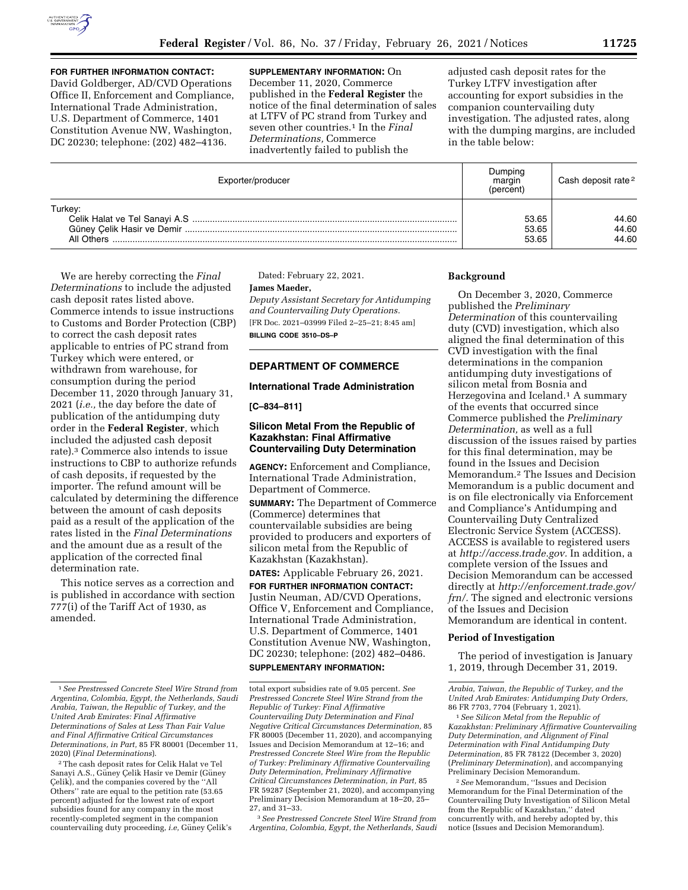**FOR FURTHER INFORMATION CONTACT:** David Goldberger, AD/CVD Operations Office II, Enforcement and Compliance, International Trade Administration, U.S. Department of Commerce, 1401 Constitution Avenue NW, Washington, DC 20230; telephone: (202) 482–4136.

**SUPPLEMENTARY INFORMATION:** On December 11, 2020, Commerce published in the **Federal Register** the notice of the final determination of sales at LTFV of PC strand from Turkey and seven other countries.[1] In the *Final Determinations,* Commerce inadvertently failed to publish the adjusted cash deposit rates for the Turkey LTFV investigation after accounting for export subsidies in the companion countervailing duty investigation. The adjusted rates, along with the dumping margins, are included in the table below:

| Exporter/producer | Dumping margin (percent) | Cash deposit rate [2] |
|---|---|---|
| Turkey: | | |
| Celik Halat ve Tel Sanayi A.S | 53.65 | 44.60 |
| Güney Çelik Hasir ve Demir | 53.65 | 44.60 |
| All Others | 53.65 | 44.60 |

We are hereby correcting the *Final Determinations* to include the adjusted cash deposit rates listed above. Commerce intends to issue instructions to Customs and Border Protection (CBP) to correct the cash deposit rates applicable to entries of PC strand from Turkey which were entered, or withdrawn from warehouse, for consumption during the period December 11, 2020 through January 31, 2021 (*i.e.,* the day before the date of publication of the antidumping duty order in the **Federal Register**, which included the adjusted cash deposit rate).[3] Commerce also intends to issue instructions to CBP to authorize refunds of cash deposits, if requested by the importer. The refund amount will be calculated by determining the difference between the amount of cash deposits paid as a result of the application of the rates listed in the *Final Determinations* and the amount due as a result of the application of the corrected final determination rate.

This notice serves as a correction and is published in accordance with section 777(i) of the Tariff Act of 1930, as amended.

Dated: February 22, 2021.

**James Maeder,**

*Deputy Assistant Secretary for Antidumping and Countervailing Duty Operations.*

[FR Doc. 2021–03999 Filed 2–25–21; 8:45 am]

**BILLING CODE 3510–DS–P**

---

[1] *See Prestressed Concrete Steel Wire Strand from Argentina, Colombia, Egypt, the Netherlands, Saudi Arabia, Taiwan, the Republic of Turkey, and the United Arab Emirates: Final Affirmative Determinations of Sales at Less Than Fair Value and Final Affirmative Critical Circumstances Determinations, in Part,* 85 FR 80001 (December 11, 2020) (*Final Determinations*).

[2] The cash deposit rates for Celik Halat ve Tel Sanayi A.S., Güney Çelik Hasir ve Demir (Güney Çelik), and the companies covered by the "All Others" rate are equal to the petition rate (53.65 percent) adjusted for the lowest rate of export subsidies found for any company in the most recently-completed segment in the companion countervailing duty proceeding, *i.e,* Güney Çelik's total export subsidies rate of 9.05 percent. *See Prestressed Concrete Steel Wire Strand from the Republic of Turkey: Final Affirmative Countervailing Duty Determination and Final Negative Critical Circumstances Determination,* 85 FR 80005 (December 11, 2020), and accompanying Issues and Decision Memorandum at 12–16; and *Prestressed Concrete Steel Wire from the Republic of Turkey: Preliminary Affirmative Countervailing Duty Determination, Preliminary Affirmative Critical Circumstances Determination, in Part,* 85 FR 59287 (September 21, 2020), and accompanying Preliminary Decision Memorandum at 18–20, 25–27, and 31–33.

[3] *See Prestressed Concrete Steel Wire Strand from Argentina, Colombia, Egypt, the Netherlands, Saudi Arabia, Taiwan, the Republic of Turkey, and the United Arab Emirates: Antidumping Duty Orders,* 86 FR 7703, 7704 (February 1, 2021).

---

## DEPARTMENT OF COMMERCE

### International Trade Administration

**[C–834–811]**

### Silicon Metal From the Republic of Kazakhstan: Final Affirmative Countervailing Duty Determination

**AGENCY:** Enforcement and Compliance, International Trade Administration, Department of Commerce.

**SUMMARY:** The Department of Commerce (Commerce) determines that countervailable subsidies are being provided to producers and exporters of silicon metal from the Republic of Kazakhstan (Kazakhstan).

**DATES:** Applicable February 26, 2021.

**FOR FURTHER INFORMATION CONTACT:** Justin Neuman, AD/CVD Operations, Office V, Enforcement and Compliance, International Trade Administration, U.S. Department of Commerce, 1401 Constitution Avenue NW, Washington, DC 20230; telephone: (202) 482–0486.

**SUPPLEMENTARY INFORMATION:**

**Background**

On December 3, 2020, Commerce published the *Preliminary Determination* of this countervailing duty (CVD) investigation, which also aligned the final determination of this CVD investigation with the final determinations in the companion antidumping duty investigations of silicon metal from Bosnia and Herzegovina and Iceland.[1] A summary of the events that occurred since Commerce published the *Preliminary Determination,* as well as a full discussion of the issues raised by parties for this final determination, may be found in the Issues and Decision Memorandum.[2] The Issues and Decision Memorandum is a public document and is on file electronically via Enforcement and Compliance's Antidumping and Countervailing Duty Centralized Electronic Service System (ACCESS). ACCESS is available to registered users at *http://access.trade.gov.* In addition, a complete version of the Issues and Decision Memorandum can be accessed directly at *http://enforcement.trade.gov/frn/.* The signed and electronic versions of the Issues and Decision Memorandum are identical in content.

**Period of Investigation**

The period of investigation is January 1, 2019, through December 31, 2019.

---

[1] *See Silicon Metal from the Republic of Kazakhstan: Preliminary Affirmative Countervailing Duty Determination, and Alignment of Final Determination with Final Antidumping Duty Determination,* 85 FR 78122 (December 3, 2020) (*Preliminary Determination*), and accompanying Preliminary Decision Memorandum.

[2] *See* Memorandum, "Issues and Decision Memorandum for the Final Determination of the Countervailing Duty Investigation of Silicon Metal from the Republic of Kazakhstan," dated concurrently with, and hereby adopted by, this notice (Issues and Decision Memorandum).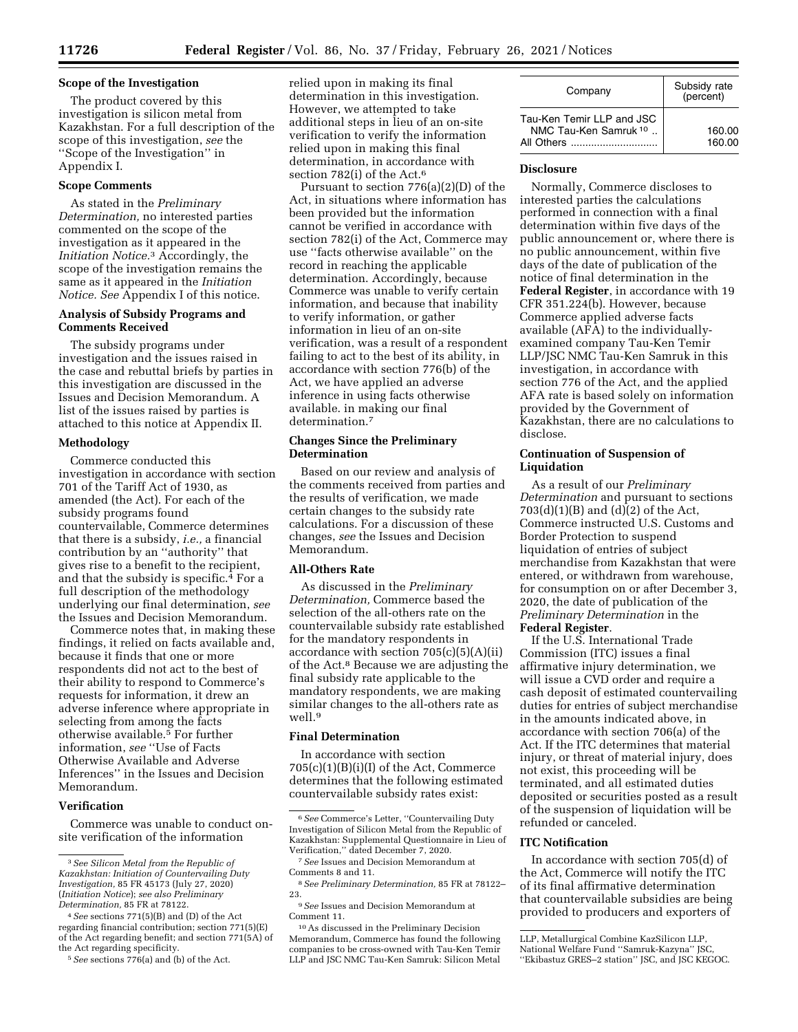### Scope of the Investigation

The product covered by this investigation is silicon metal from Kazakhstan. For a full description of the scope of this investigation, *see* the ''Scope of the Investigation'' in Appendix I.

### Scope Comments

As stated in the *Preliminary Determination,* no interested parties commented on the scope of the investigation as it appeared in the *Initiation Notice.*[3] Accordingly, the scope of the investigation remains the same as it appeared in the *Initiation Notice. See* Appendix I of this notice.

### Analysis of Subsidy Programs and Comments Received

The subsidy programs under investigation and the issues raised in the case and rebuttal briefs by parties in this investigation are discussed in the Issues and Decision Memorandum. A list of the issues raised by parties is attached to this notice at Appendix II.

### Methodology

Commerce conducted this investigation in accordance with section 701 of the Tariff Act of 1930, as amended (the Act). For each of the subsidy programs found countervailable, Commerce determines that there is a subsidy, *i.e.,* a financial contribution by an ''authority'' that gives rise to a benefit to the recipient, and that the subsidy is specific.[4] For a full description of the methodology underlying our final determination, *see* the Issues and Decision Memorandum.

Commerce notes that, in making these findings, it relied on facts available and, because it finds that one or more respondents did not act to the best of their ability to respond to Commerce's requests for information, it drew an adverse inference where appropriate in selecting from among the facts otherwise available.[5] For further information, *see* ''Use of Facts Otherwise Available and Adverse Inferences'' in the Issues and Decision Memorandum.

### Verification

Commerce was unable to conduct on-site verification of the information relied upon in making its final determination in this investigation. However, we attempted to take additional steps in lieu of an on-site verification to verify the information relied upon in making this final determination, in accordance with section 782(i) of the Act.[6]

Pursuant to section 776(a)(2)(D) of the Act, in situations where information has been provided but the information cannot be verified in accordance with section 782(i) of the Act, Commerce may use ''facts otherwise available'' on the record in reaching the applicable determination. Accordingly, because Commerce was unable to verify certain information, and because that inability to verify information, or gather information in lieu of an on-site verification, was a result of a respondent failing to act to the best of its ability, in accordance with section 776(b) of the Act, we have applied an adverse inference in using facts otherwise available. in making our final determination.[7]

### Changes Since the Preliminary Determination

Based on our review and analysis of the comments received from parties and the results of verification, we made certain changes to the subsidy rate calculations. For a discussion of these changes, *see* the Issues and Decision Memorandum.

### All-Others Rate

As discussed in the *Preliminary Determination,* Commerce based the selection of the all-others rate on the countervailable subsidy rate established for the mandatory respondents in accordance with section 705(c)(5)(A)(ii) of the Act.[8] Because we are adjusting the final subsidy rate applicable to the mandatory respondents, we are making similar changes to the all-others rate as well.[9]

### Final Determination

In accordance with section 705(c)(1)(B)(i)(I) of the Act, Commerce determines that the following estimated countervailable subsidy rates exist:

| Company | Subsidy rate (percent) |
|---|---|
| Tau-Ken Temir LLP and JSC NMC Tau-Ken Samruk [10] | 160.00 |
| All Others | 160.00 |

### Disclosure

Normally, Commerce discloses to interested parties the calculations performed in connection with a final determination within five days of the public announcement or, where there is no public announcement, within five days of the date of publication of the notice of final determination in the **Federal Register**, in accordance with 19 CFR 351.224(b). However, because Commerce applied adverse facts available (AFA) to the individually-examined company Tau-Ken Temir LLP/JSC NMC Tau-Ken Samruk in this investigation, in accordance with section 776 of the Act, and the applied AFA rate is based solely on information provided by the Government of Kazakhstan, there are no calculations to disclose.

### Continuation of Suspension of Liquidation

As a result of our *Preliminary Determination* and pursuant to sections 703(d)(1)(B) and (d)(2) of the Act, Commerce instructed U.S. Customs and Border Protection to suspend liquidation of entries of subject merchandise from Kazakhstan that were entered, or withdrawn from warehouse, for consumption on or after December 3, 2020, the date of publication of the *Preliminary Determination* in the **Federal Register**.

If the U.S. International Trade Commission (ITC) issues a final affirmative injury determination, we will issue a CVD order and require a cash deposit of estimated countervailing duties for entries of subject merchandise in the amounts indicated above, in accordance with section 706(a) of the Act. If the ITC determines that material injury, or threat of material injury, does not exist, this proceeding will be terminated, and all estimated duties deposited or securities posted as a result of the suspension of liquidation will be refunded or canceled.

### ITC Notification

In accordance with section 705(d) of the Act, Commerce will notify the ITC of its final affirmative determination that countervailable subsidies are being provided to producers and exporters of

---

[3] *See Silicon Metal from the Republic of Kazakhstan: Initiation of Countervailing Duty Investigation,* 85 FR 45173 (July 27, 2020) (*Initiation Notice*); *see also Preliminary Determination,* 85 FR at 78122.

[4] *See* sections 771(5)(B) and (D) of the Act regarding financial contribution; section 771(5)(E) of the Act regarding benefit; and section 771(5A) of the Act regarding specificity.

[5] *See* sections 776(a) and (b) of the Act.

[6] *See* Commerce's Letter, ''Countervailing Duty Investigation of Silicon Metal from the Republic of Kazakhstan: Supplemental Questionnaire in Lieu of Verification,'' dated December 7, 2020.

[7] *See* Issues and Decision Memorandum at Comments 8 and 11.

[8] *See Preliminary Determination,* 85 FR at 78122–23.

[9] *See* Issues and Decision Memorandum at Comment 11.

[10] As discussed in the Preliminary Decision Memorandum, Commerce has found the following companies to be cross-owned with Tau-Ken Temir LLP and JSC NMC Tau-Ken Samruk: Silicon Metal LLP, Metallurgical Combine KazSilicon LLP, National Welfare Fund ''Samruk-Kazyna'' JSC, ''Ekibastuz GRES–2 station'' JSC, and JSC KEGOC.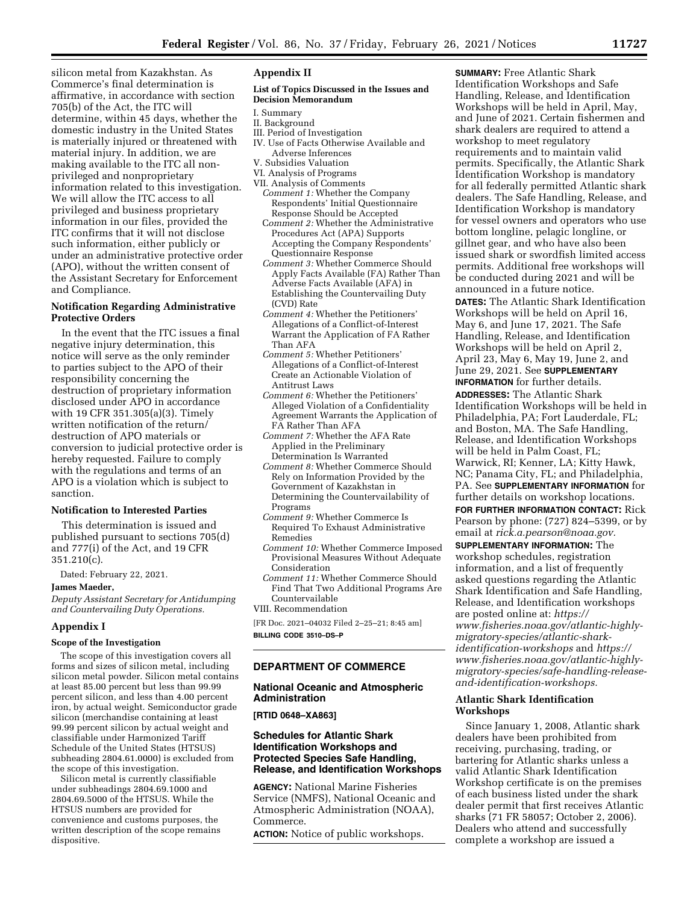silicon metal from Kazakhstan. As Commerce's final determination is affirmative, in accordance with section 705(b) of the Act, the ITC will determine, within 45 days, whether the domestic industry in the United States is materially injured or threatened with material injury. In addition, we are making available to the ITC all non-privileged and nonproprietary information related to this investigation. We will allow the ITC access to all privileged and business proprietary information in our files, provided the ITC confirms that it will not disclose such information, either publicly or under an administrative protective order (APO), without the written consent of the Assistant Secretary for Enforcement and Compliance.

### Notification Regarding Administrative Protective Orders

In the event that the ITC issues a final negative injury determination, this notice will serve as the only reminder to parties subject to the APO of their responsibility concerning the destruction of proprietary information disclosed under APO in accordance with 19 CFR 351.305(a)(3). Timely written notification of the return/destruction of APO materials or conversion to judicial protective order is hereby requested. Failure to comply with the regulations and terms of an APO is a violation which is subject to sanction.

### Notification to Interested Parties

This determination is issued and published pursuant to sections 705(d) and 777(i) of the Act, and 19 CFR 351.210(c).

Dated: February 22, 2021.

**James Maeder,**

*Deputy Assistant Secretary for Antidumping and Countervailing Duty Operations.*

## Appendix I

### Scope of the Investigation

The scope of this investigation covers all forms and sizes of silicon metal, including silicon metal powder. Silicon metal contains at least 85.00 percent but less than 99.99 percent silicon, and less than 4.00 percent iron, by actual weight. Semiconductor grade silicon (merchandise containing at least 99.99 percent silicon by actual weight and classifiable under Harmonized Tariff Schedule of the United States (HTSUS) subheading 2804.61.0000) is excluded from the scope of this investigation.

Silicon metal is currently classifiable under subheadings 2804.69.1000 and 2804.69.5000 of the HTSUS. While the HTSUS numbers are provided for convenience and customs purposes, the written description of the scope remains dispositive.

## Appendix II

### List of Topics Discussed in the Issues and Decision Memorandum

I. Summary
II. Background
III. Period of Investigation
IV. Use of Facts Otherwise Available and Adverse Inferences
V. Subsidies Valuation
VI. Analysis of Programs
VII. Analysis of Comments
*Comment 1:* Whether the Company Respondents' Initial Questionnaire Response Should be Accepted
*Comment 2:* Whether the Administrative Procedures Act (APA) Supports Accepting the Company Respondents' Questionnaire Response
*Comment 3:* Whether Commerce Should Apply Facts Available (FA) Rather Than Adverse Facts Available (AFA) in Establishing the Countervailing Duty (CVD) Rate
*Comment 4:* Whether the Petitioners' Allegations of a Conflict-of-Interest Warrant the Application of FA Rather Than AFA
*Comment 5:* Whether Petitioners' Allegations of a Conflict-of-Interest Create an Actionable Violation of Antitrust Laws
*Comment 6:* Whether the Petitioners' Alleged Violation of a Confidentiality Agreement Warrants the Application of FA Rather Than AFA
*Comment 7:* Whether the AFA Rate Applied in the Preliminary Determination Is Warranted
*Comment 8:* Whether Commerce Should Rely on Information Provided by the Government of Kazakhstan in Determining the Countervailability of Programs
*Comment 9:* Whether Commerce Is Required To Exhaust Administrative Remedies
*Comment 10:* Whether Commerce Imposed Provisional Measures Without Adequate Consideration
*Comment 11:* Whether Commerce Should Find That Two Additional Programs Are Countervailable
VIII. Recommendation

[FR Doc. 2021–04032 Filed 2–25–21; 8:45 am]

**BILLING CODE 3510–DS–P**

---

## DEPARTMENT OF COMMERCE

### National Oceanic and Atmospheric Administration

**[RTID 0648–XA863]**

### Schedules for Atlantic Shark Identification Workshops and Protected Species Safe Handling, Release, and Identification Workshops

**AGENCY:** National Marine Fisheries Service (NMFS), National Oceanic and Atmospheric Administration (NOAA), Commerce.

**ACTION:** Notice of public workshops.

**SUMMARY:** Free Atlantic Shark Identification Workshops and Safe Handling, Release, and Identification Workshops will be held in April, May, and June of 2021. Certain fishermen and shark dealers are required to attend a workshop to meet regulatory requirements and to maintain valid permits. Specifically, the Atlantic Shark Identification Workshop is mandatory for all federally permitted Atlantic shark dealers. The Safe Handling, Release, and Identification Workshop is mandatory for vessel owners and operators who use bottom longline, pelagic longline, or gillnet gear, and who have also been issued shark or swordfish limited access permits. Additional free workshops will be conducted during 2021 and will be announced in a future notice.

**DATES:** The Atlantic Shark Identification Workshops will be held on April 16, May 6, and June 17, 2021. The Safe Handling, Release, and Identification Workshops will be held on April 2, April 23, May 6, May 19, June 2, and June 29, 2021. See **SUPPLEMENTARY INFORMATION** for further details.

**ADDRESSES:** The Atlantic Shark Identification Workshops will be held in Philadelphia, PA; Fort Lauderdale, FL; and Boston, MA. The Safe Handling, Release, and Identification Workshops will be held in Palm Coast, FL; Warwick, RI; Kenner, LA; Kitty Hawk, NC; Panama City, FL; and Philadelphia, PA. See **SUPPLEMENTARY INFORMATION** for further details on workshop locations.

**FOR FURTHER INFORMATION CONTACT:** Rick Pearson by phone: (727) 824–5399, or by email at *rick.a.pearson@noaa.gov.*

**SUPPLEMENTARY INFORMATION:** The workshop schedules, registration information, and a list of frequently asked questions regarding the Atlantic Shark Identification and Safe Handling, Release, and Identification workshops are posted online at: *https://www.fisheries.noaa.gov/atlantic-highly-migratory-species/atlantic-shark-identification-workshops* and *https://www.fisheries.noaa.gov/atlantic-highly-migratory-species/safe-handling-release-and-identification-workshops.*

### Atlantic Shark Identification Workshops

Since January 1, 2008, Atlantic shark dealers have been prohibited from receiving, purchasing, trading, or bartering for Atlantic sharks unless a valid Atlantic Shark Identification Workshop certificate is on the premises of each business listed under the shark dealer permit that first receives Atlantic sharks (71 FR 58057; October 2, 2006). Dealers who attend and successfully complete a workshop are issued a